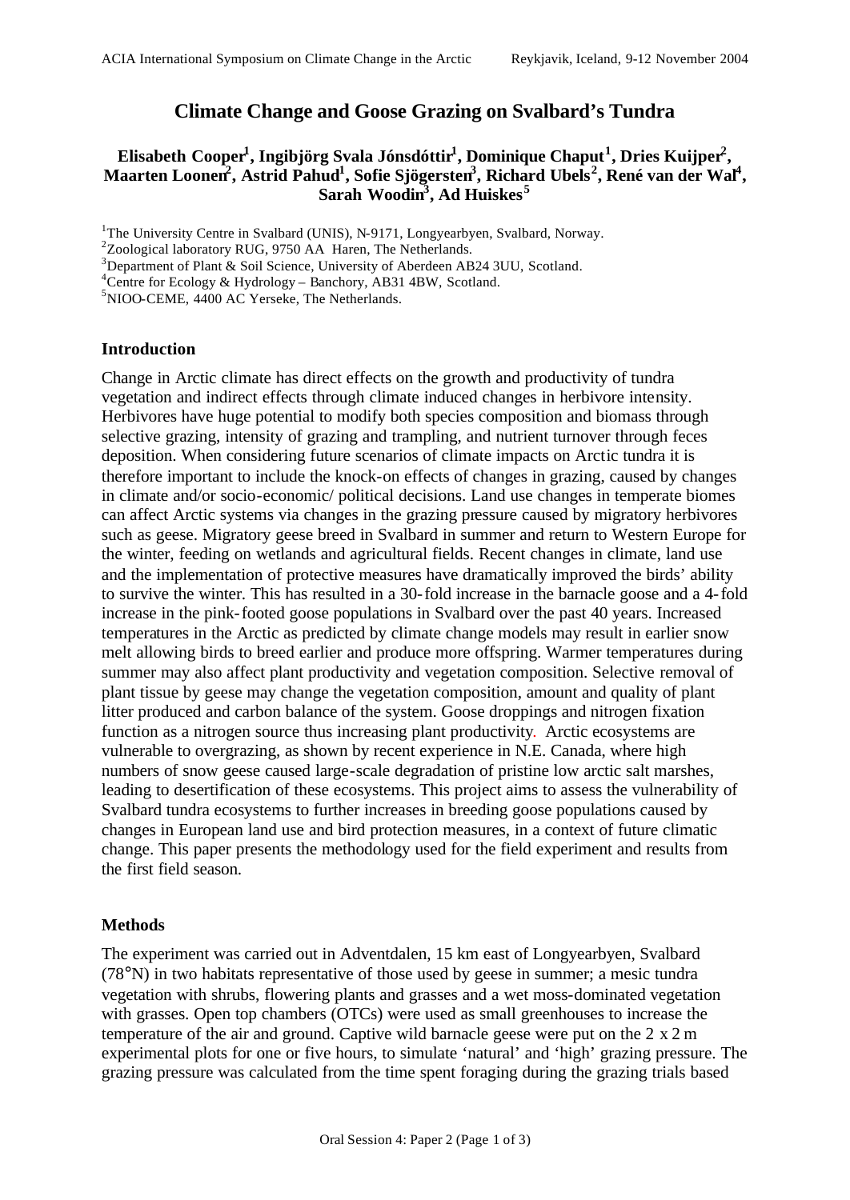# Climate Change and Goose Grazing on Svalbard's Tundra

**Elisabeth Cooper[1], Ingibjörg Svala Jónsdóttir[1], Dominique Chaput[1], Dries Kuijper[2], Maarten Loonen[2], Astrid Pahud[1], Sofie Sjögersten[3], Richard Ubels[2], René van der Wal[4], Sarah Woodin[3], Ad Huiskes[5]**

[1]The University Centre in Svalbard (UNIS), N-9171, Longyearbyen, Svalbard, Norway.
[2]Zoological laboratory RUG, 9750 AA Haren, The Netherlands.
[3]Department of Plant & Soil Science, University of Aberdeen AB24 3UU, Scotland.
[4]Centre for Ecology & Hydrology – Banchory, AB31 4BW, Scotland.
[5]NIOO-CEME, 4400 AC Yerseke, The Netherlands.

## Introduction

Change in Arctic climate has direct effects on the growth and productivity of tundra vegetation and indirect effects through climate induced changes in herbivore intensity. Herbivores have huge potential to modify both species composition and biomass through selective grazing, intensity of grazing and trampling, and nutrient turnover through feces deposition. When considering future scenarios of climate impacts on Arctic tundra it is therefore important to include the knock-on effects of changes in grazing, caused by changes in climate and/or socio-economic/ political decisions. Land use changes in temperate biomes can affect Arctic systems via changes in the grazing pressure caused by migratory herbivores such as geese. Migratory geese breed in Svalbard in summer and return to Western Europe for the winter, feeding on wetlands and agricultural fields. Recent changes in climate, land use and the implementation of protective measures have dramatically improved the birds' ability to survive the winter. This has resulted in a 30-fold increase in the barnacle goose and a 4-fold increase in the pink-footed goose populations in Svalbard over the past 40 years. Increased temperatures in the Arctic as predicted by climate change models may result in earlier snow melt allowing birds to breed earlier and produce more offspring. Warmer temperatures during summer may also affect plant productivity and vegetation composition. Selective removal of plant tissue by geese may change the vegetation composition, amount and quality of plant litter produced and carbon balance of the system. Goose droppings and nitrogen fixation function as a nitrogen source thus increasing plant productivity. Arctic ecosystems are vulnerable to overgrazing, as shown by recent experience in N.E. Canada, where high numbers of snow geese caused large-scale degradation of pristine low arctic salt marshes, leading to desertification of these ecosystems. This project aims to assess the vulnerability of Svalbard tundra ecosystems to further increases in breeding goose populations caused by changes in European land use and bird protection measures, in a context of future climatic change. This paper presents the methodology used for the field experiment and results from the first field season.

## Methods

The experiment was carried out in Adventdalen, 15 km east of Longyearbyen, Svalbard (78°N) in two habitats representative of those used by geese in summer; a mesic tundra vegetation with shrubs, flowering plants and grasses and a wet moss-dominated vegetation with grasses. Open top chambers (OTCs) were used as small greenhouses to increase the temperature of the air and ground. Captive wild barnacle geese were put on the 2 x 2 m experimental plots for one or five hours, to simulate 'natural' and 'high' grazing pressure. The grazing pressure was calculated from the time spent foraging during the grazing trials based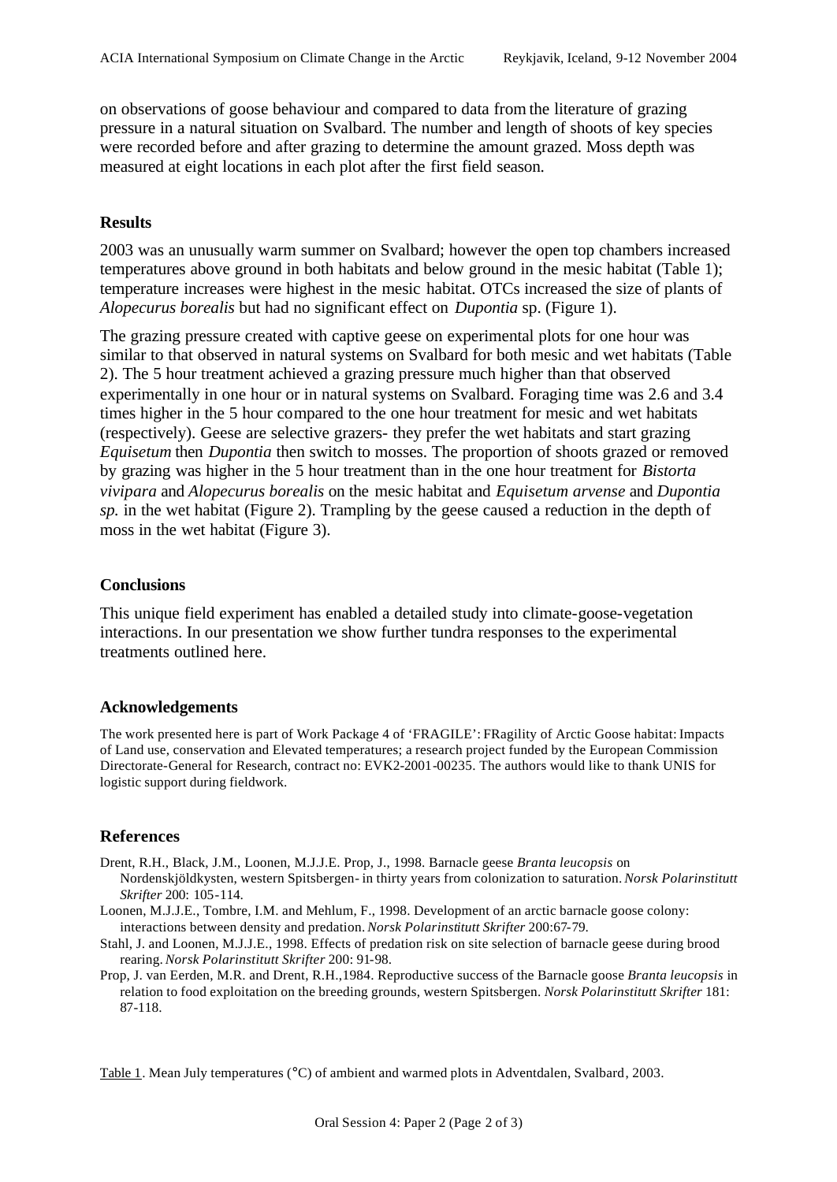on observations of goose behaviour and compared to data from the literature of grazing pressure in a natural situation on Svalbard. The number and length of shoots of key species were recorded before and after grazing to determine the amount grazed. Moss depth was measured at eight locations in each plot after the first field season.

## Results

2003 was an unusually warm summer on Svalbard; however the open top chambers increased temperatures above ground in both habitats and below ground in the mesic habitat (Table 1); temperature increases were highest in the mesic habitat. OTCs increased the size of plants of *Alopecurus borealis* but had no significant effect on *Dupontia* sp. (Figure 1).

The grazing pressure created with captive geese on experimental plots for one hour was similar to that observed in natural systems on Svalbard for both mesic and wet habitats (Table 2). The 5 hour treatment achieved a grazing pressure much higher than that observed experimentally in one hour or in natural systems on Svalbard. Foraging time was 2.6 and 3.4 times higher in the 5 hour compared to the one hour treatment for mesic and wet habitats (respectively). Geese are selective grazers- they prefer the wet habitats and start grazing *Equisetum* then *Dupontia* then switch to mosses. The proportion of shoots grazed or removed by grazing was higher in the 5 hour treatment than in the one hour treatment for *Bistorta vivipara* and *Alopecurus borealis* on the mesic habitat and *Equisetum arvense* and *Dupontia sp.* in the wet habitat (Figure 2). Trampling by the geese caused a reduction in the depth of moss in the wet habitat (Figure 3).

## Conclusions

This unique field experiment has enabled a detailed study into climate-goose-vegetation interactions. In our presentation we show further tundra responses to the experimental treatments outlined here.

## Acknowledgements

The work presented here is part of Work Package 4 of 'FRAGILE': FRagility of Arctic Goose habitat: Impacts of Land use, conservation and Elevated temperatures; a research project funded by the European Commission Directorate-General for Research, contract no: EVK2-2001-00235. The authors would like to thank UNIS for logistic support during fieldwork.

## References

Drent, R.H., Black, J.M., Loonen, M.J.J.E. Prop, J., 1998. Barnacle geese *Branta leucopsis* on Nordenskjöldkysten, western Spitsbergen- in thirty years from colonization to saturation. *Norsk Polarinstitutt Skrifter* 200: 105-114.

Loonen, M.J.J.E., Tombre, I.M. and Mehlum, F., 1998. Development of an arctic barnacle goose colony: interactions between density and predation. *Norsk Polarinstitutt Skrifter* 200:67-79.

Stahl, J. and Loonen, M.J.J.E., 1998. Effects of predation risk on site selection of barnacle geese during brood rearing. *Norsk Polarinstitutt Skrifter* 200: 91-98.

Prop, J. van Eerden, M.R. and Drent, R.H.,1984. Reproductive success of the Barnacle goose *Branta leucopsis* in relation to food exploitation on the breeding grounds, western Spitsbergen. *Norsk Polarinstitutt Skrifter* 181: 87-118.

Table 1. Mean July temperatures (°C) of ambient and warmed plots in Adventdalen, Svalbard, 2003.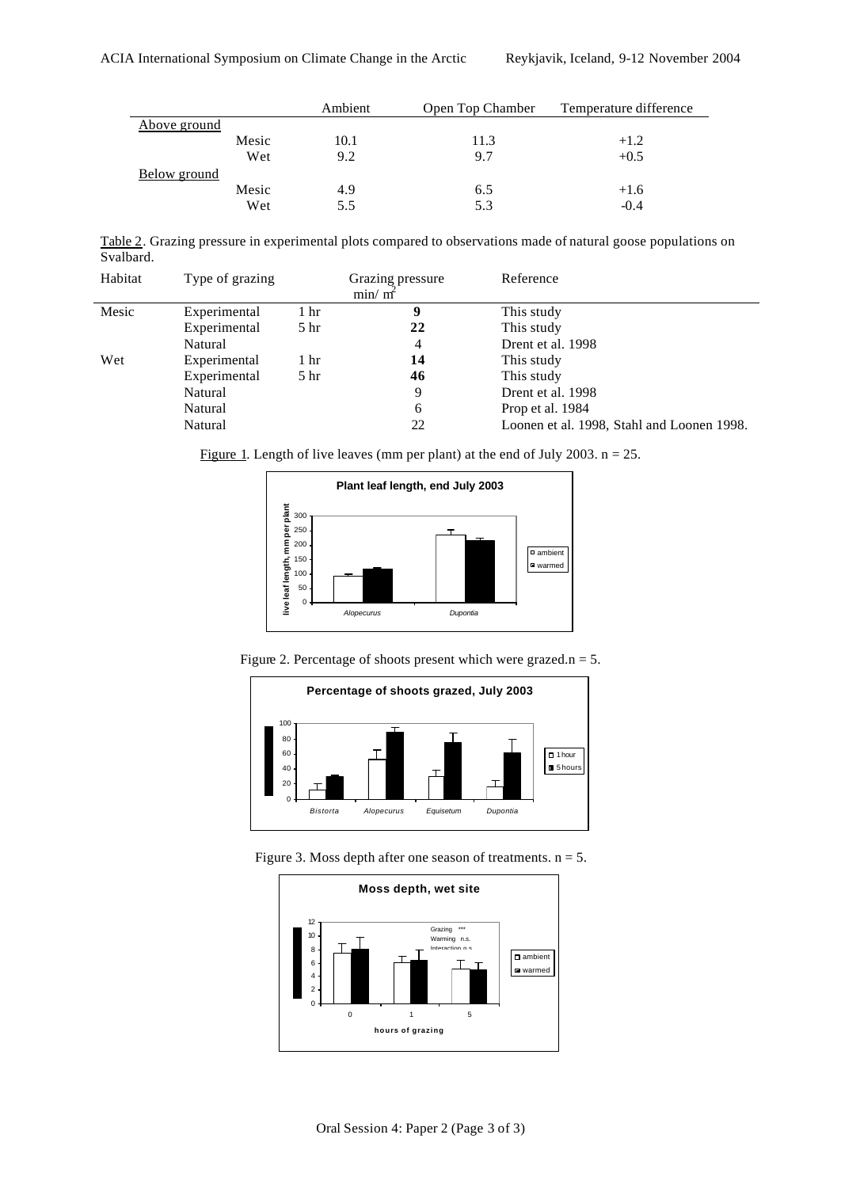| | | Ambient | Open Top Chamber | Temperature difference |
|---|---|---|---|---|
| Above ground | | | | |
| | Mesic | 10.1 | 11.3 | +1.2 |
| | Wet | 9.2 | 9.7 | +0.5 |
| Below ground | | | | |
| | Mesic | 4.9 | 6.5 | +1.6 |
| | Wet | 5.5 | 5.3 | -0.4 |

Table 2. Grazing pressure in experimental plots compared to observations made of natural goose populations on Svalbard.

| Habitat | Type of grazing | | Grazing pressure min/ $m^2$ | Reference |
|---|---|---|---|---|
| Mesic | Experimental | 1 hr | **9** | This study |
| | Experimental | 5 hr | **22** | This study |
| | Natural | | 4 | Drent et al. 1998 |
| Wet | Experimental | 1 hr | **14** | This study |
| | Experimental | 5 hr | **46** | This study |
| | Natural | | 9 | Drent et al. 1998 |
| | Natural | | 6 | Prop et al. 1984 |
| | Natural | | 22 | Loonen et al. 1998, Stahl and Loonen 1998. |

Figure 1. Length of live leaves (mm per plant) at the end of July 2003. n = 25.

Plant leaf length, end July 2003

live leaf length, mm per plant

300
250
200
150
100
50
0

*Alopecurus*
*Dupontia*

ambient
warmed

Figure 2. Percentage of shoots present which were grazed. n = 5.

Percentage of shoots grazed, July 2003

100
80
60
40
20
0

*Bistorta*
*Alopecurus*
*Equisetum*
*Dupontia*

1 hour
5 hours

Figure 3. Moss depth after one season of treatments. n = 5.

Moss depth, wet site

12
10
8
6
4
2
0

Grazing ***
Warming n.s.
Interaction n.s.

0
1
5

hours of grazing

ambient
warmed